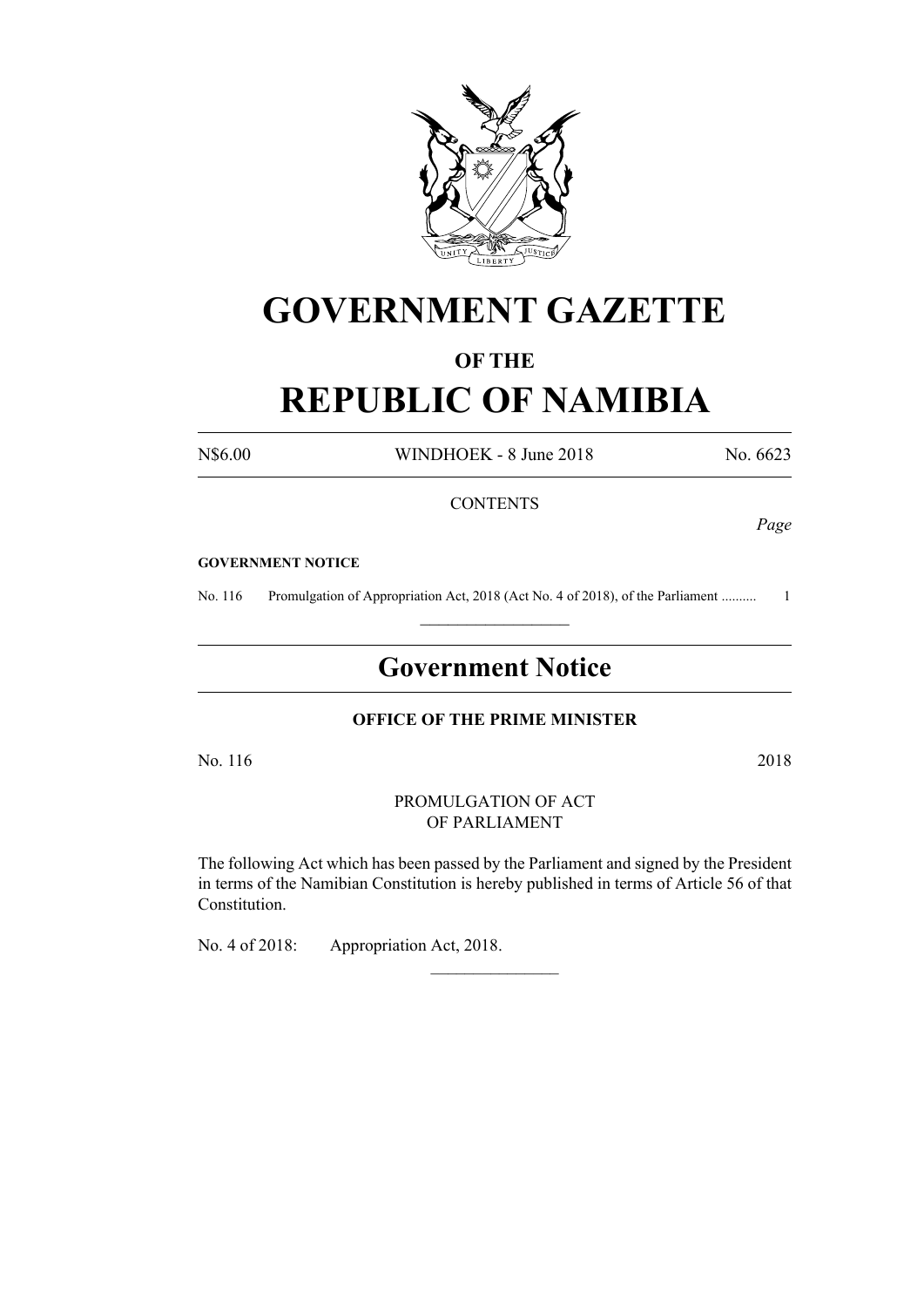# GOVERNMENT GAZETTE

### OF THE

# REPUBLIC OF NAMIBIA

N$6.00 WINDHOEK - 8 June 2018 No. 6623

CONTENTS

*Page*

**GOVERNMENT NOTICE**

No. 116 Promulgation of Appropriation Act, 2018 (Act No. 4 of 2018), of the Parliament .......... 1

## Government Notice

**OFFICE OF THE PRIME MINISTER**

No. 116 2018

PROMULGATION OF ACT
OF PARLIAMENT

The following Act which has been passed by the Parliament and signed by the President in terms of the Namibian Constitution is hereby published in terms of Article 56 of that Constitution.

No. 4 of 2018: Appropriation Act, 2018.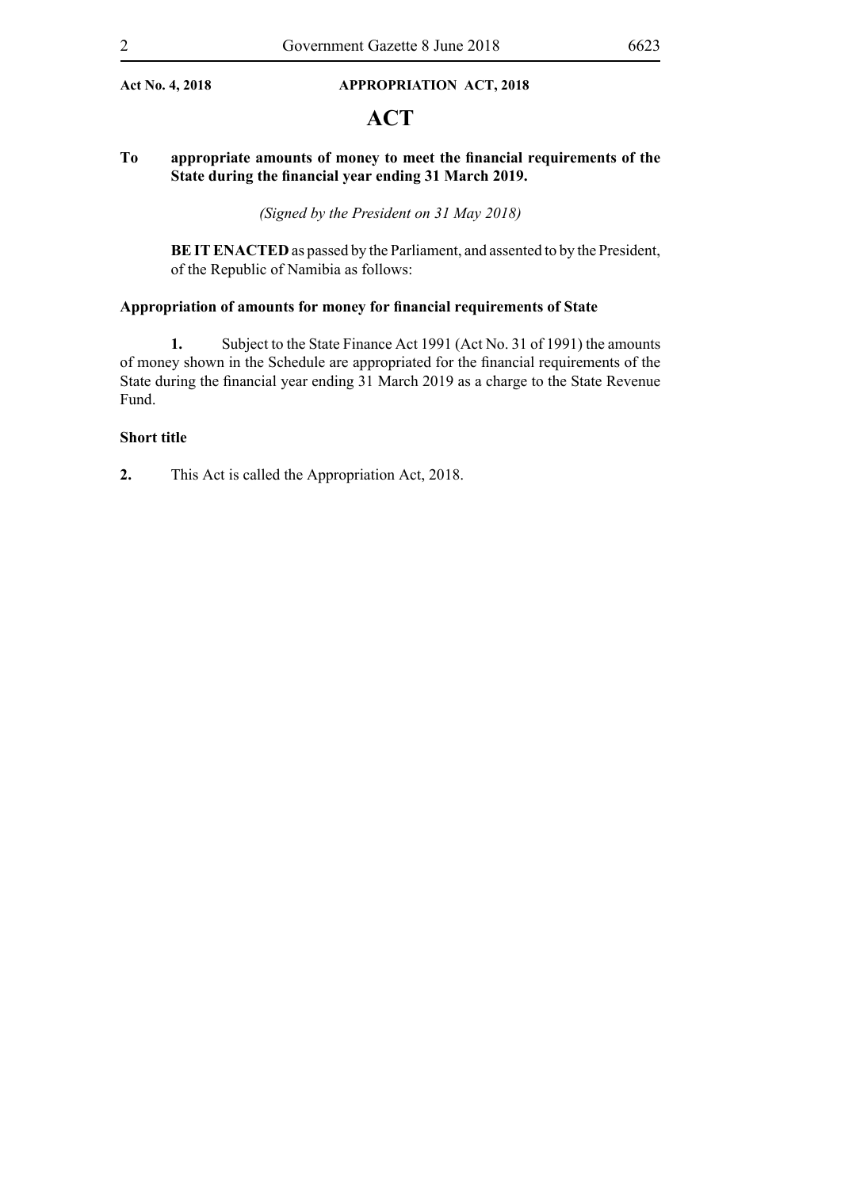**Act No. 4, 2018 APPROPRIATION ACT, 2018**

# ACT

**To appropriate amounts of money to meet the financial requirements of the State during the financial year ending 31 March 2019.**

*(Signed by the President on 31 May 2018)*

**BE IT ENACTED** as passed by the Parliament, and assented to by the President, of the Republic of Namibia as follows:

### Appropriation of amounts for money for financial requirements of State

**1.** Subject to the State Finance Act 1991 (Act No. 31 of 1991) the amounts of money shown in the Schedule are appropriated for the financial requirements of the State during the financial year ending 31 March 2019 as a charge to the State Revenue Fund.

### Short title

**2.** This Act is called the Appropriation Act, 2018.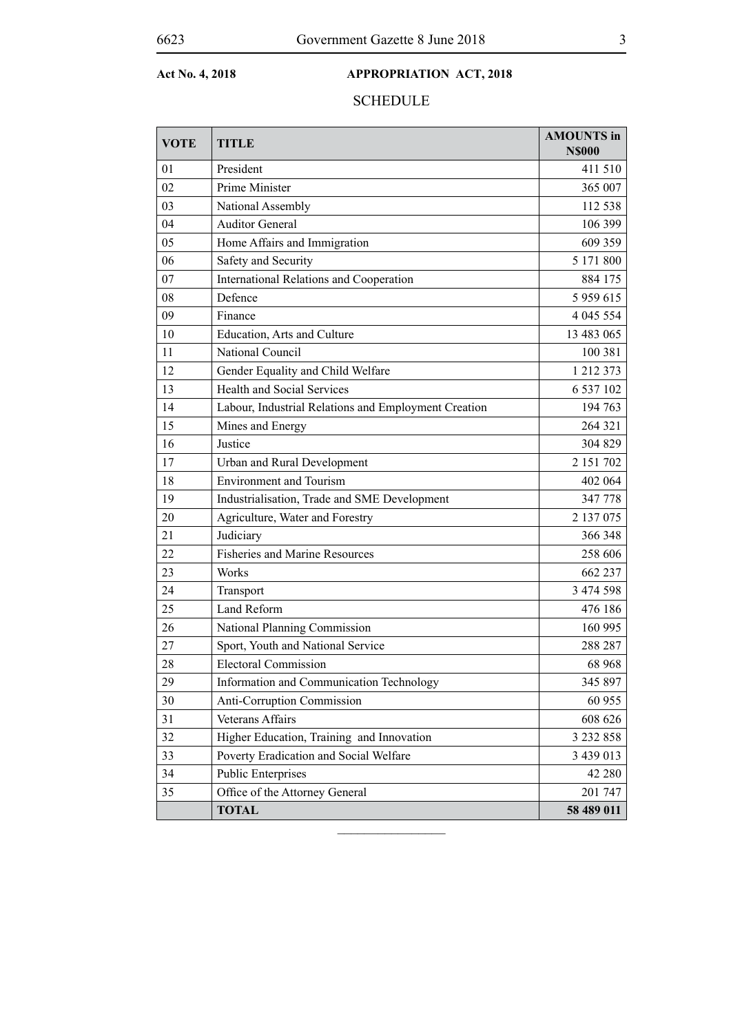**Act No. 4, 2018** **APPROPRIATION ACT, 2018**

## SCHEDULE

| VOTE | TITLE | AMOUNTS in N$000 |
|---|---|---|
| 01 | President | 411 510 |
| 02 | Prime Minister | 365 007 |
| 03 | National Assembly | 112 538 |
| 04 | Auditor General | 106 399 |
| 05 | Home Affairs and Immigration | 609 359 |
| 06 | Safety and Security | 5 171 800 |
| 07 | International Relations and Cooperation | 884 175 |
| 08 | Defence | 5 959 615 |
| 09 | Finance | 4 045 554 |
| 10 | Education, Arts and Culture | 13 483 065 |
| 11 | National Council | 100 381 |
| 12 | Gender Equality and Child Welfare | 1 212 373 |
| 13 | Health and Social Services | 6 537 102 |
| 14 | Labour, Industrial Relations and Employment Creation | 194 763 |
| 15 | Mines and Energy | 264 321 |
| 16 | Justice | 304 829 |
| 17 | Urban and Rural Development | 2 151 702 |
| 18 | Environment and Tourism | 402 064 |
| 19 | Industrialisation, Trade and SME Development | 347 778 |
| 20 | Agriculture, Water and Forestry | 2 137 075 |
| 21 | Judiciary | 366 348 |
| 22 | Fisheries and Marine Resources | 258 606 |
| 23 | Works | 662 237 |
| 24 | Transport | 3 474 598 |
| 25 | Land Reform | 476 186 |
| 26 | National Planning Commission | 160 995 |
| 27 | Sport, Youth and National Service | 288 287 |
| 28 | Electoral Commission | 68 968 |
| 29 | Information and Communication Technology | 345 897 |
| 30 | Anti-Corruption Commission | 60 955 |
| 31 | Veterans Affairs | 608 626 |
| 32 | Higher Education, Training and Innovation | 3 232 858 |
| 33 | Poverty Eradication and Social Welfare | 3 439 013 |
| 34 | Public Enterprises | 42 280 |
| 35 | Office of the Attorney General | 201 747 |
| | **TOTAL** | **58 489 011** |

________________